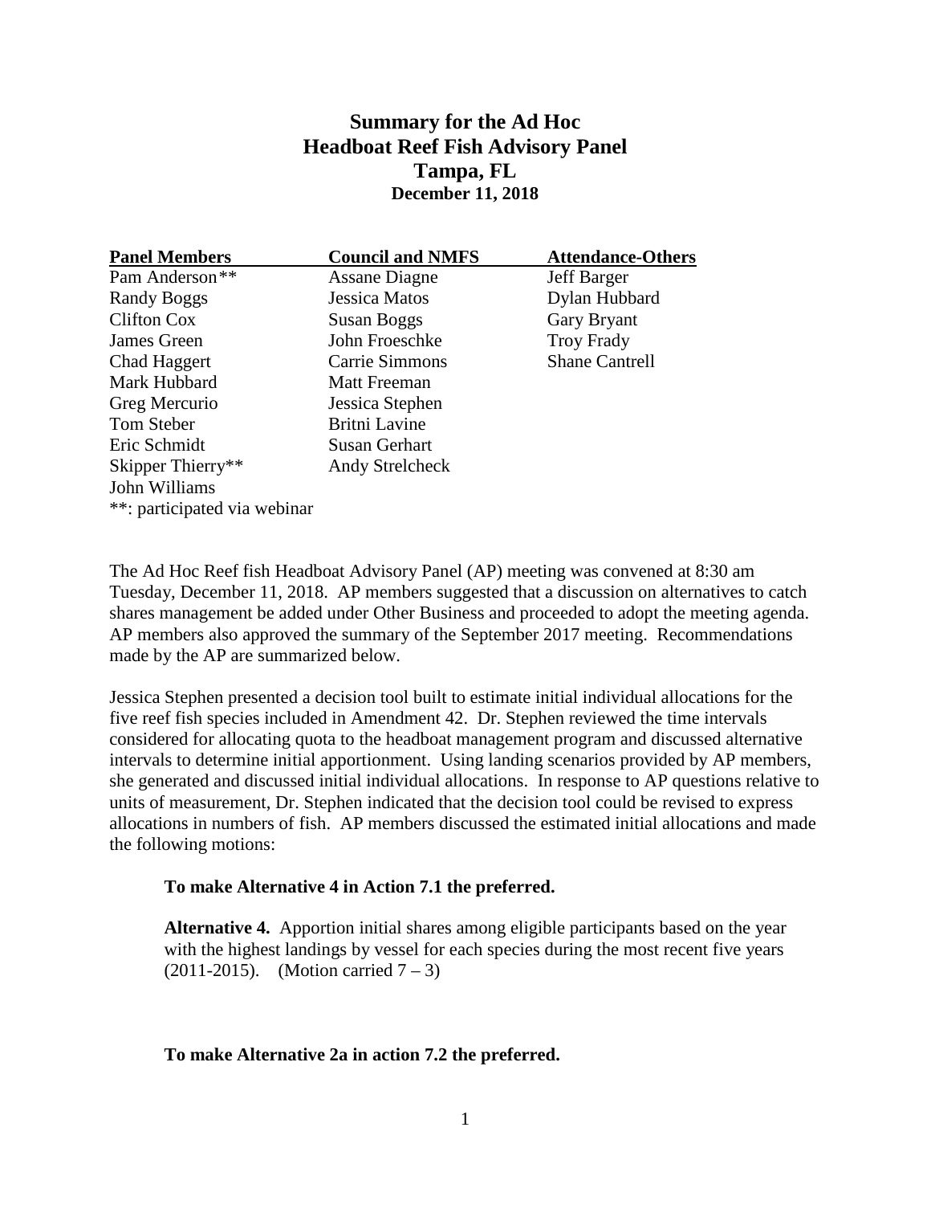# Summary for the Ad Hoc Headboat Reef Fish Advisory Panel
## Tampa, FL
### December 11, 2018

| Panel Members | Council and NMFS | Attendance-Others |
|---|---|---|
| Pam Anderson** | Assane Diagne | Jeff Barger |
| Randy Boggs | Jessica Matos | Dylan Hubbard |
| Clifton Cox | Susan Boggs | Gary Bryant |
| James Green | John Froeschke | Troy Frady |
| Chad Haggert | Carrie Simmons | Shane Cantrell |
| Mark Hubbard | Matt Freeman | |
| Greg Mercurio | Jessica Stephen | |
| Tom Steber | Britni Lavine | |
| Eric Schmidt | Susan Gerhart | |
| Skipper Thierry** | Andy Strelcheck | |
| John Williams | | |

**: participated via webinar

The Ad Hoc Reef fish Headboat Advisory Panel (AP) meeting was convened at 8:30 am Tuesday, December 11, 2018. AP members suggested that a discussion on alternatives to catch shares management be added under Other Business and proceeded to adopt the meeting agenda. AP members also approved the summary of the September 2017 meeting. Recommendations made by the AP are summarized below.

Jessica Stephen presented a decision tool built to estimate initial individual allocations for the five reef fish species included in Amendment 42. Dr. Stephen reviewed the time intervals considered for allocating quota to the headboat management program and discussed alternative intervals to determine initial apportionment. Using landing scenarios provided by AP members, she generated and discussed initial individual allocations. In response to AP questions relative to units of measurement, Dr. Stephen indicated that the decision tool could be revised to express allocations in numbers of fish. AP members discussed the estimated initial allocations and made the following motions:

> **To make Alternative 4 in Action 7.1 the preferred.**
>
> **Alternative 4.** Apportion initial shares among eligible participants based on the year with the highest landings by vessel for each species during the most recent five years (2011-2015). (Motion carried 7 – 3)
>
> **To make Alternative 2a in action 7.2 the preferred.**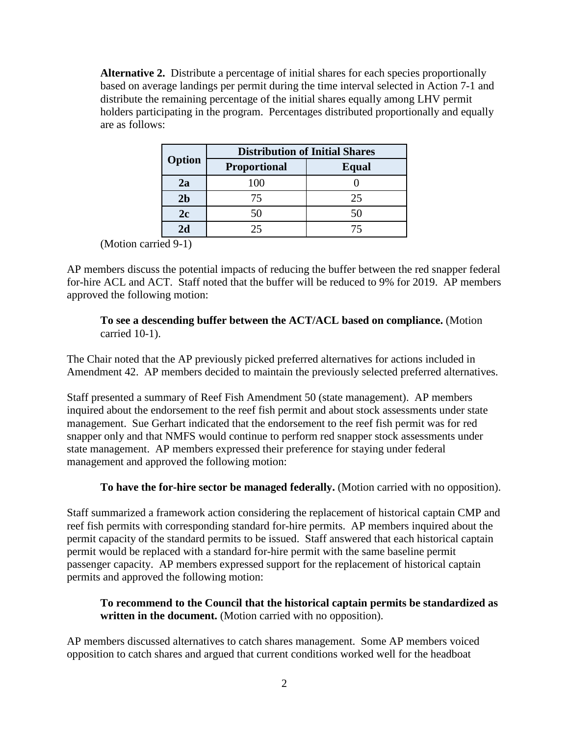**Alternative 2.** Distribute a percentage of initial shares for each species proportionally based on average landings per permit during the time interval selected in Action 7-1 and distribute the remaining percentage of the initial shares equally among LHV permit holders participating in the program. Percentages distributed proportionally and equally are as follows:

| Option | Distribution of Initial Shares | |
|---|---|---|
| | Proportional | Equal |
| 2a | 100 | 0 |
| 2b | 75 | 25 |
| 2c | 50 | 50 |
| 2d | 25 | 75 |

(Motion carried 9-1)

AP members discuss the potential impacts of reducing the buffer between the red snapper federal for-hire ACL and ACT. Staff noted that the buffer will be reduced to 9% for 2019. AP members approved the following motion:

**To see a descending buffer between the ACT/ACL based on compliance.** (Motion carried 10-1).

The Chair noted that the AP previously picked preferred alternatives for actions included in Amendment 42. AP members decided to maintain the previously selected preferred alternatives.

Staff presented a summary of Reef Fish Amendment 50 (state management). AP members inquired about the endorsement to the reef fish permit and about stock assessments under state management. Sue Gerhart indicated that the endorsement to the reef fish permit was for red snapper only and that NMFS would continue to perform red snapper stock assessments under state management. AP members expressed their preference for staying under federal management and approved the following motion:

**To have the for-hire sector be managed federally.** (Motion carried with no opposition).

Staff summarized a framework action considering the replacement of historical captain CMP and reef fish permits with corresponding standard for-hire permits. AP members inquired about the permit capacity of the standard permits to be issued. Staff answered that each historical captain permit would be replaced with a standard for-hire permit with the same baseline permit passenger capacity. AP members expressed support for the replacement of historical captain permits and approved the following motion:

**To recommend to the Council that the historical captain permits be standardized as written in the document.** (Motion carried with no opposition).

AP members discussed alternatives to catch shares management. Some AP members voiced opposition to catch shares and argued that current conditions worked well for the headboat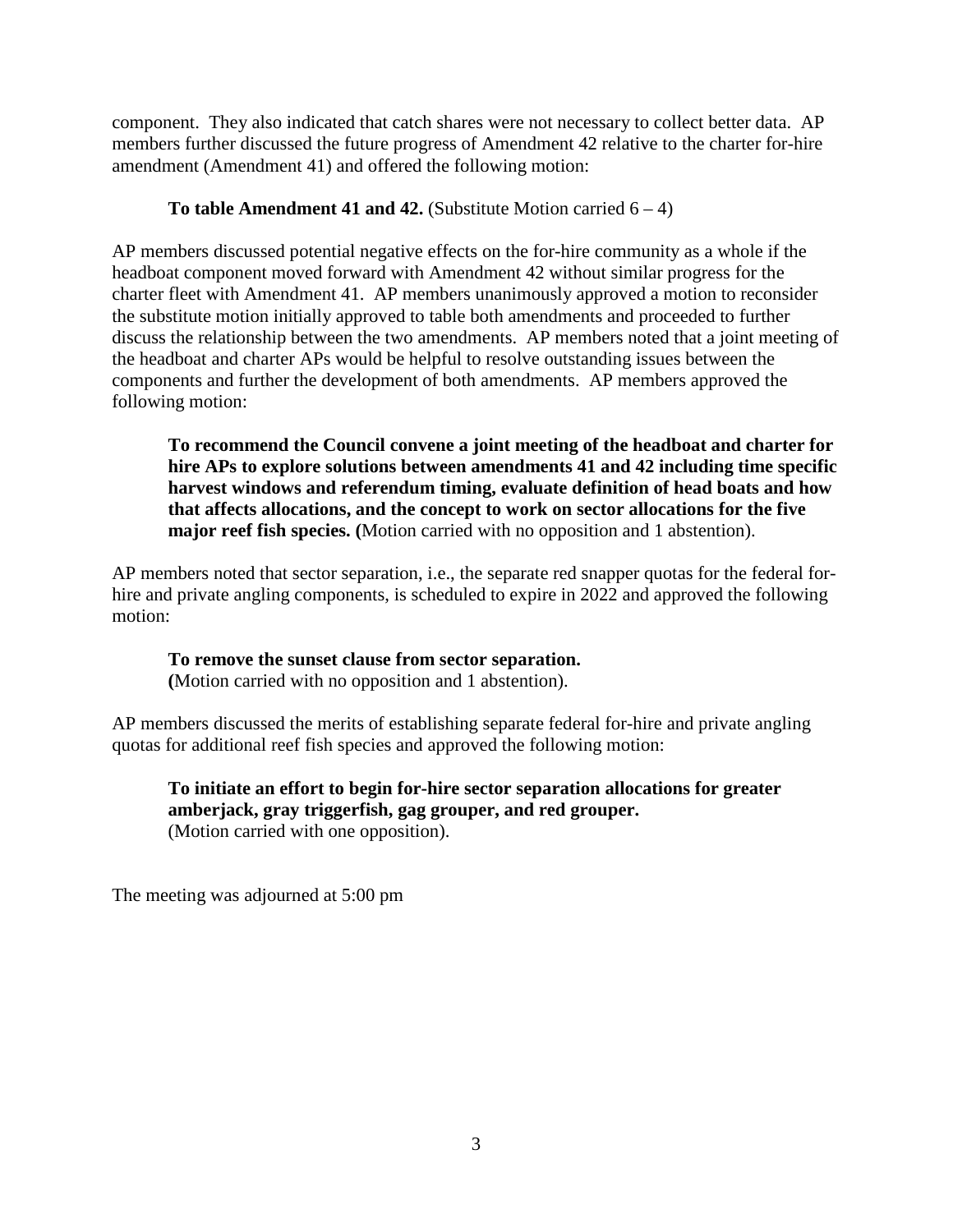component. They also indicated that catch shares were not necessary to collect better data. AP members further discussed the future progress of Amendment 42 relative to the charter for-hire amendment (Amendment 41) and offered the following motion:

> **To table Amendment 41 and 42.** (Substitute Motion carried 6 – 4)

AP members discussed potential negative effects on the for-hire community as a whole if the headboat component moved forward with Amendment 42 without similar progress for the charter fleet with Amendment 41. AP members unanimously approved a motion to reconsider the substitute motion initially approved to table both amendments and proceeded to further discuss the relationship between the two amendments. AP members noted that a joint meeting of the headboat and charter APs would be helpful to resolve outstanding issues between the components and further the development of both amendments. AP members approved the following motion:

> **To recommend the Council convene a joint meeting of the headboat and charter for hire APs to explore solutions between amendments 41 and 42 including time specific harvest windows and referendum timing, evaluate definition of head boats and how that affects allocations, and the concept to work on sector allocations for the five major reef fish species. (**Motion carried with no opposition and 1 abstention).

AP members noted that sector separation, i.e., the separate red snapper quotas for the federal for-hire and private angling components, is scheduled to expire in 2022 and approved the following motion:

> **To remove the sunset clause from sector separation.**
> **(**Motion carried with no opposition and 1 abstention).

AP members discussed the merits of establishing separate federal for-hire and private angling quotas for additional reef fish species and approved the following motion:

> **To initiate an effort to begin for-hire sector separation allocations for greater amberjack, gray triggerfish, gag grouper, and red grouper.**
> (Motion carried with one opposition).

The meeting was adjourned at 5:00 pm